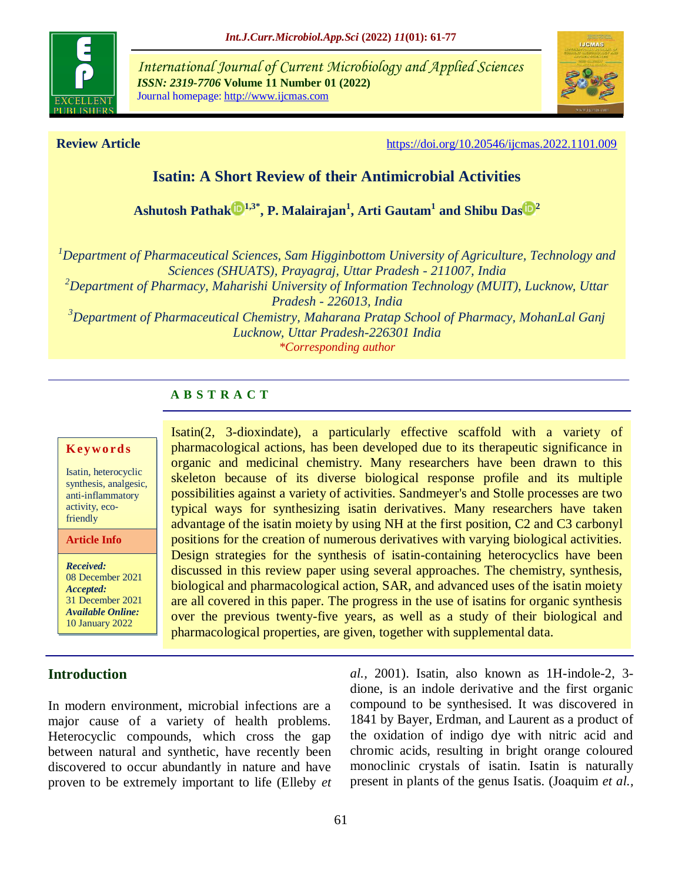## Review Article

https://doi.org/10.20546/ijcmas.2022.1101.009

# Isatin: A Short Review of their Antimicrobial Activities

**Ashutosh Pathak[1,3*], P. Malairajan[1], Arti Gautam[1] and Shibu Das[2]**

[1]*Department of Pharmaceutical Sciences, Sam Higginbottom University of Agriculture, Technology and Sciences (SHUATS), Prayagraj, Uttar Pradesh - 211007, India*
[2]*Department of Pharmacy, Maharishi University of Information Technology (MUIT), Lucknow, Uttar Pradesh - 226013, India*
[3]*Department of Pharmaceutical Chemistry, Maharana Pratap School of Pharmacy, MohanLal Ganj Lucknow, Uttar Pradesh-226301 India*
*\*Corresponding author*

## A B S T R A C T

**Keywords**

Isatin, heterocyclic synthesis, analgesic, anti-inflammatory activity, eco-friendly

**Article Info**

***Received:*** 08 December 2021
***Accepted:*** 31 December 2021
***Available Online:*** 10 January 2022

Isatin(2, 3-dioxindate), a particularly effective scaffold with a variety of pharmacological actions, has been developed due to its therapeutic significance in organic and medicinal chemistry. Many researchers have been drawn to this skeleton because of its diverse biological response profile and its multiple possibilities against a variety of activities. Sandmeyer's and Stolle processes are two typical ways for synthesizing isatin derivatives. Many researchers have taken advantage of the isatin moiety by using NH at the first position, C2 and C3 carbonyl positions for the creation of numerous derivatives with varying biological activities. Design strategies for the synthesis of isatin-containing heterocyclics have been discussed in this review paper using several approaches. The chemistry, synthesis, biological and pharmacological action, SAR, and advanced uses of the isatin moiety are all covered in this paper. The progress in the use of isatins for organic synthesis over the previous twenty-five years, as well as a study of their biological and pharmacological properties, are given, together with supplemental data.

## Introduction

In modern environment, microbial infections are a major cause of a variety of health problems. Heterocyclic compounds, which cross the gap between natural and synthetic, have recently been discovered to occur abundantly in nature and have proven to be extremely important to life (Elleby *et al.,* 2001). Isatin, also known as 1H-indole-2, 3-dione, is an indole derivative and the first organic compound to be synthesised. It was discovered in 1841 by Bayer, Erdman, and Laurent as a product of the oxidation of indigo dye with nitric acid and chromic acids, resulting in bright orange coloured monoclinic crystals of isatin. Isatin is naturally present in plants of the genus Isatis. (Joaquim *et al.,*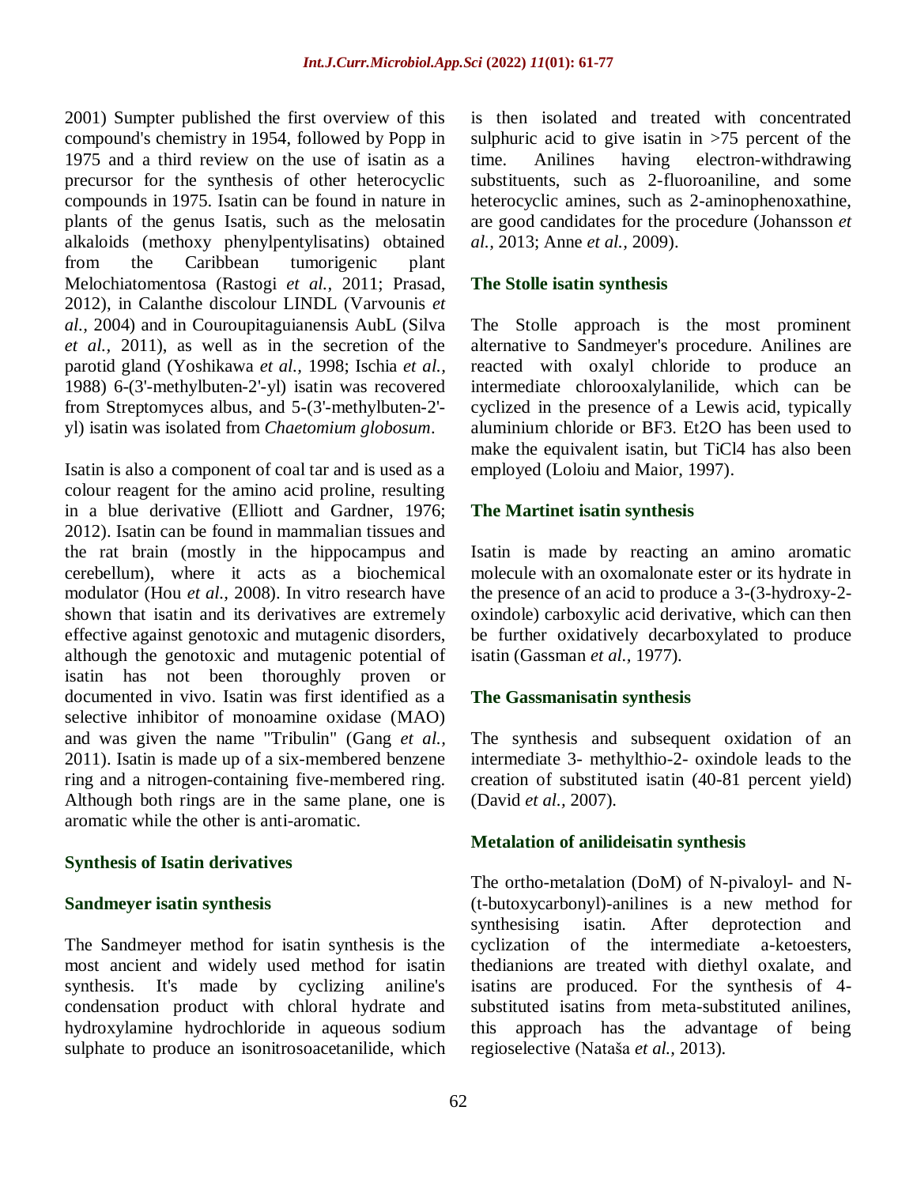2001) Sumpter published the first overview of this compound's chemistry in 1954, followed by Popp in 1975 and a third review on the use of isatin as a precursor for the synthesis of other heterocyclic compounds in 1975. Isatin can be found in nature in plants of the genus Isatis, such as the melosatin alkaloids (methoxy phenylpentylisatins) obtained from the Caribbean tumorigenic plant Melochiatomentosa (Rastogi *et al.,* 2011; Prasad, 2012), in Calanthe discolour LINDL (Varvounis *et al.,* 2004) and in Couroupitaguianensis AubL (Silva *et al.,* 2011), as well as in the secretion of the parotid gland (Yoshikawa *et al.,* 1998; Ischia *et al.,* 1988) 6-(3'-methylbuten-2'-yl) isatin was recovered from Streptomyces albus, and 5-(3'-methylbuten-2'-yl) isatin was isolated from *Chaetomium globosum*.

Isatin is also a component of coal tar and is used as a colour reagent for the amino acid proline, resulting in a blue derivative (Elliott and Gardner, 1976; 2012). Isatin can be found in mammalian tissues and the rat brain (mostly in the hippocampus and cerebellum), where it acts as a biochemical modulator (Hou *et al.,* 2008). In vitro research have shown that isatin and its derivatives are extremely effective against genotoxic and mutagenic disorders, although the genotoxic and mutagenic potential of isatin has not been thoroughly proven or documented in vivo. Isatin was first identified as a selective inhibitor of monoamine oxidase (MAO) and was given the name "Tribulin" (Gang *et al.,* 2011). Isatin is made up of a six-membered benzene ring and a nitrogen-containing five-membered ring. Although both rings are in the same plane, one is aromatic while the other is anti-aromatic.

## Synthesis of Isatin derivatives

### Sandmeyer isatin synthesis

The Sandmeyer method for isatin synthesis is the most ancient and widely used method for isatin synthesis. It's made by cyclizing aniline's condensation product with chloral hydrate and hydroxylamine hydrochloride in aqueous sodium sulphate to produce an isonitrosoacetanilide, which is then isolated and treated with concentrated sulphuric acid to give isatin in >75 percent of the time. Anilines having electron-withdrawing substituents, such as 2-fluoroaniline, and some heterocyclic amines, such as 2-aminophenoxathine, are good candidates for the procedure (Johansson *et al.,* 2013; Anne *et al.,* 2009).

### The Stolle isatin synthesis

The Stolle approach is the most prominent alternative to Sandmeyer's procedure. Anilines are reacted with oxalyl chloride to produce an intermediate chlorooxalylanilide, which can be cyclized in the presence of a Lewis acid, typically aluminium chloride or BF3. Et2O has been used to make the equivalent isatin, but TiCl4 has also been employed (Loloiu and Maior, 1997).

### The Martinet isatin synthesis

Isatin is made by reacting an amino aromatic molecule with an oxomalonate ester or its hydrate in the presence of an acid to produce a 3-(3-hydroxy-2-oxindole) carboxylic acid derivative, which can then be further oxidatively decarboxylated to produce isatin (Gassman *et al.,* 1977).

### The Gassmanisatin synthesis

The synthesis and subsequent oxidation of an intermediate 3- methylthio-2- oxindole leads to the creation of substituted isatin (40-81 percent yield) (David *et al.,* 2007).

### Metalation of anilideisatin synthesis

The ortho-metalation (DoM) of N-pivaloyl- and N-(t-butoxycarbonyl)-anilines is a new method for synthesising isatin. After deprotection and cyclization of the intermediate a-ketoesters, thedianions are treated with diethyl oxalate, and isatins are produced. For the synthesis of 4-substituted isatins from meta-substituted anilines, this approach has the advantage of being regioselective (Nataša *et al.,* 2013).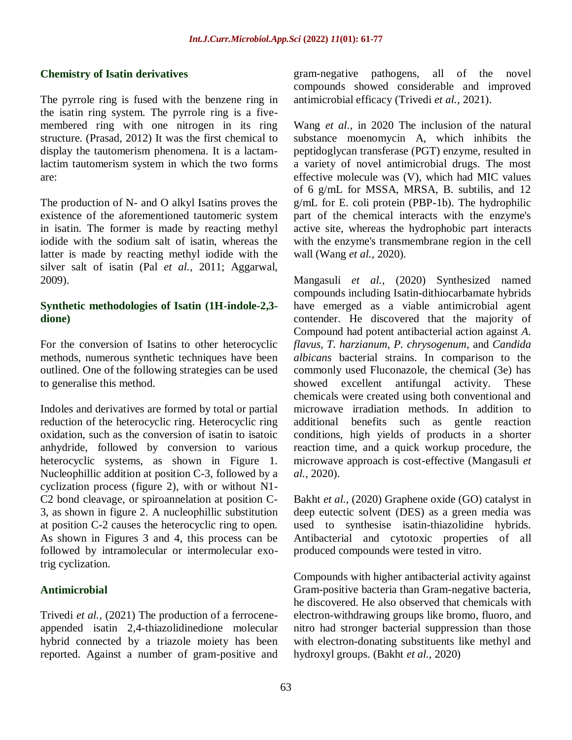### Chemistry of Isatin derivatives

The pyrrole ring is fused with the benzene ring in the isatin ring system. The pyrrole ring is a five-membered ring with one nitrogen in its ring structure. (Prasad, 2012) It was the first chemical to display the tautomerism phenomena. It is a lactam-lactim tautomerism system in which the two forms are:

The production of N- and O alkyl Isatins proves the existence of the aforementioned tautomeric system in isatin. The former is made by reacting methyl iodide with the sodium salt of isatin, whereas the latter is made by reacting methyl iodide with the silver salt of isatin (Pal *et al.,* 2011; Aggarwal, 2009).

### Synthetic methodologies of Isatin (1H-indole-2,3-dione)

For the conversion of Isatins to other heterocyclic methods, numerous synthetic techniques have been outlined. One of the following strategies can be used to generalise this method.

Indoles and derivatives are formed by total or partial reduction of the heterocyclic ring. Heterocyclic ring oxidation, such as the conversion of isatin to isatoic anhydride, followed by conversion to various heterocyclic systems, as shown in Figure 1. Nucleophillic addition at position C-3, followed by a cyclization process (figure 2), with or without N1-C2 bond cleavage, or spiroannelation at position C-3, as shown in figure 2. A nucleophillic substitution at position C-2 causes the heterocyclic ring to open. As shown in Figures 3 and 4, this process can be followed by intramolecular or intermolecular exo-trig cyclization.

### Antimicrobial

Trivedi *et al.,* (2021) The production of a ferrocene-appended isatin 2,4-thiazolidinedione molecular hybrid connected by a triazole moiety has been reported. Against a number of gram-positive and gram-negative pathogens, all of the novel compounds showed considerable and improved antimicrobial efficacy (Trivedi *et al.,* 2021).

Wang *et al.,* in 2020 The inclusion of the natural substance moenomycin A, which inhibits the peptidoglycan transferase (PGT) enzyme, resulted in a variety of novel antimicrobial drugs. The most effective molecule was (V), which had MIC values of 6 g/mL for MSSA, MRSA, B. subtilis, and 12 g/mL for E. coli protein (PBP-1b). The hydrophilic part of the chemical interacts with the enzyme's active site, whereas the hydrophobic part interacts with the enzyme's transmembrane region in the cell wall (Wang *et al.,* 2020).

Mangasuli *et al.,* (2020) Synthesized named compounds including Isatin-dithiocarbamate hybrids have emerged as a viable antimicrobial agent contender. He discovered that the majority of Compound had potent antibacterial action against *A. flavus, T. harzianum, P. chrysogenum*, and *Candida albicans* bacterial strains. In comparison to the commonly used Fluconazole, the chemical (3e) has showed excellent antifungal activity. These chemicals were created using both conventional and microwave irradiation methods. In addition to additional benefits such as gentle reaction conditions, high yields of products in a shorter reaction time, and a quick workup procedure, the microwave approach is cost-effective (Mangasuli *et al.,* 2020).

Bakht *et al.,* (2020) Graphene oxide (GO) catalyst in deep eutectic solvent (DES) as a green media was used to synthesise isatin-thiazolidine hybrids. Antibacterial and cytotoxic properties of all produced compounds were tested in vitro.

Compounds with higher antibacterial activity against Gram-positive bacteria than Gram-negative bacteria, he discovered. He also observed that chemicals with electron-withdrawing groups like bromo, fluoro, and nitro had stronger bacterial suppression than those with electron-donating substituents like methyl and hydroxyl groups. (Bakht *et al.,* 2020)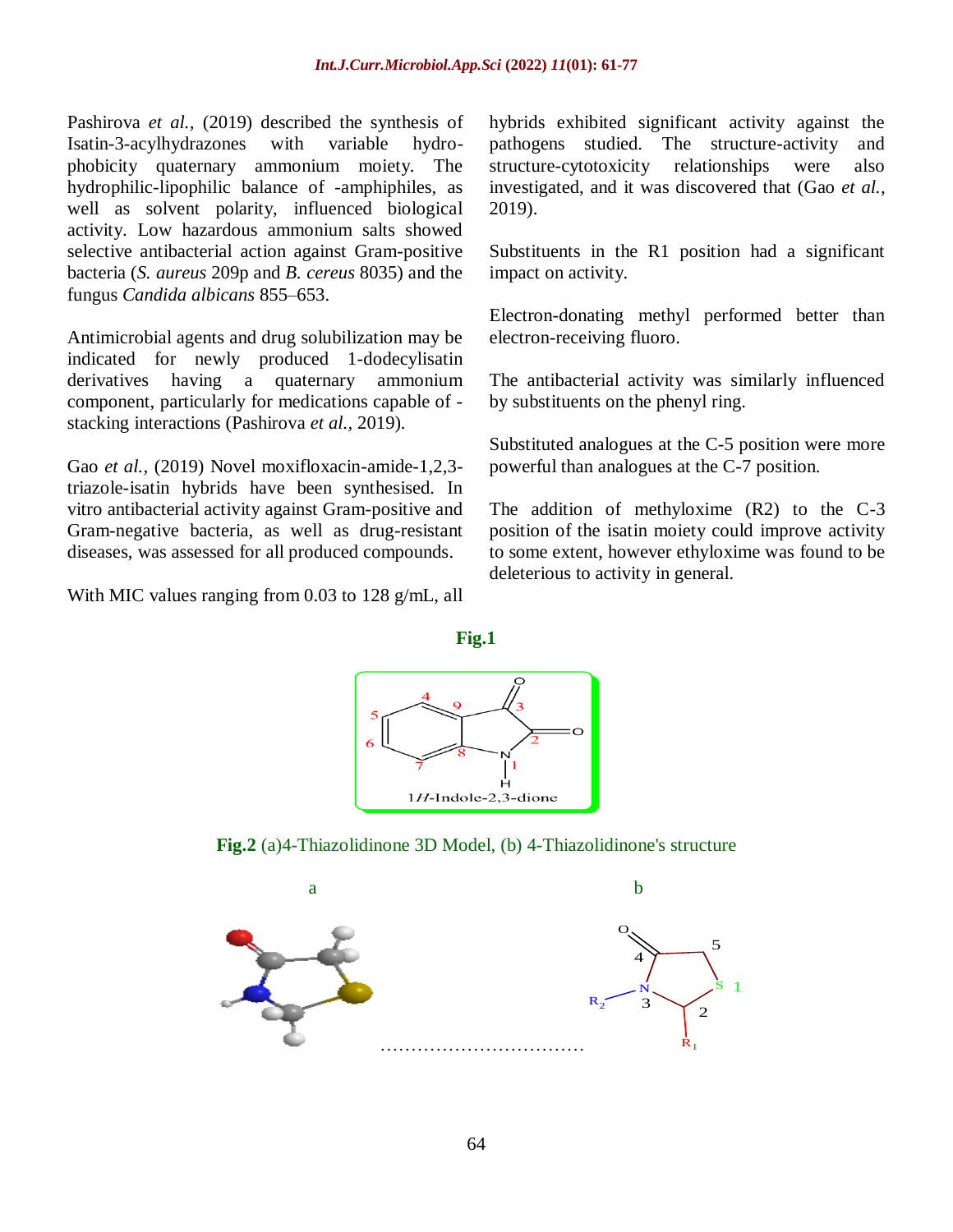Pashirova *et al.,* (2019) described the synthesis of Isatin-3-acylhydrazones with variable hydrophobicity quaternary ammonium moiety. The hydrophilic-lipophilic balance of -amphiphiles, as well as solvent polarity, influenced biological activity. Low hazardous ammonium salts showed selective antibacterial action against Gram-positive bacteria (*S. aureus* 209p and *B. cereus* 8035) and the fungus *Candida albicans* 855–653.

Antimicrobial agents and drug solubilization may be indicated for newly produced 1-dodecylisatin derivatives having a quaternary ammonium component, particularly for medications capable of -stacking interactions (Pashirova *et al.,* 2019).

Gao *et al.,* (2019) Novel moxifloxacin-amide-1,2,3-triazole-isatin hybrids have been synthesised. In vitro antibacterial activity against Gram-positive and Gram-negative bacteria, as well as drug-resistant diseases, was assessed for all produced compounds.

With MIC values ranging from 0.03 to 128 g/mL, all hybrids exhibited significant activity against the pathogens studied. The structure-activity and structure-cytotoxicity relationships were also investigated, and it was discovered that (Gao *et al.,* 2019).

Substituents in the R1 position had a significant impact on activity.

Electron-donating methyl performed better than electron-receiving fluoro.

The antibacterial activity was similarly influenced by substituents on the phenyl ring.

Substituted analogues at the C-5 position were more powerful than analogues at the C-7 position.

The addition of methyloxime (R2) to the C-3 position of the isatin moiety could improve activity to some extent, however ethyloxime was found to be deleterious to activity in general.

**Fig.1**

1*H*-Indole-2,3-dione

**Fig.2** (a)4-Thiazolidinone 3D Model, (b) 4-Thiazolidinone's structure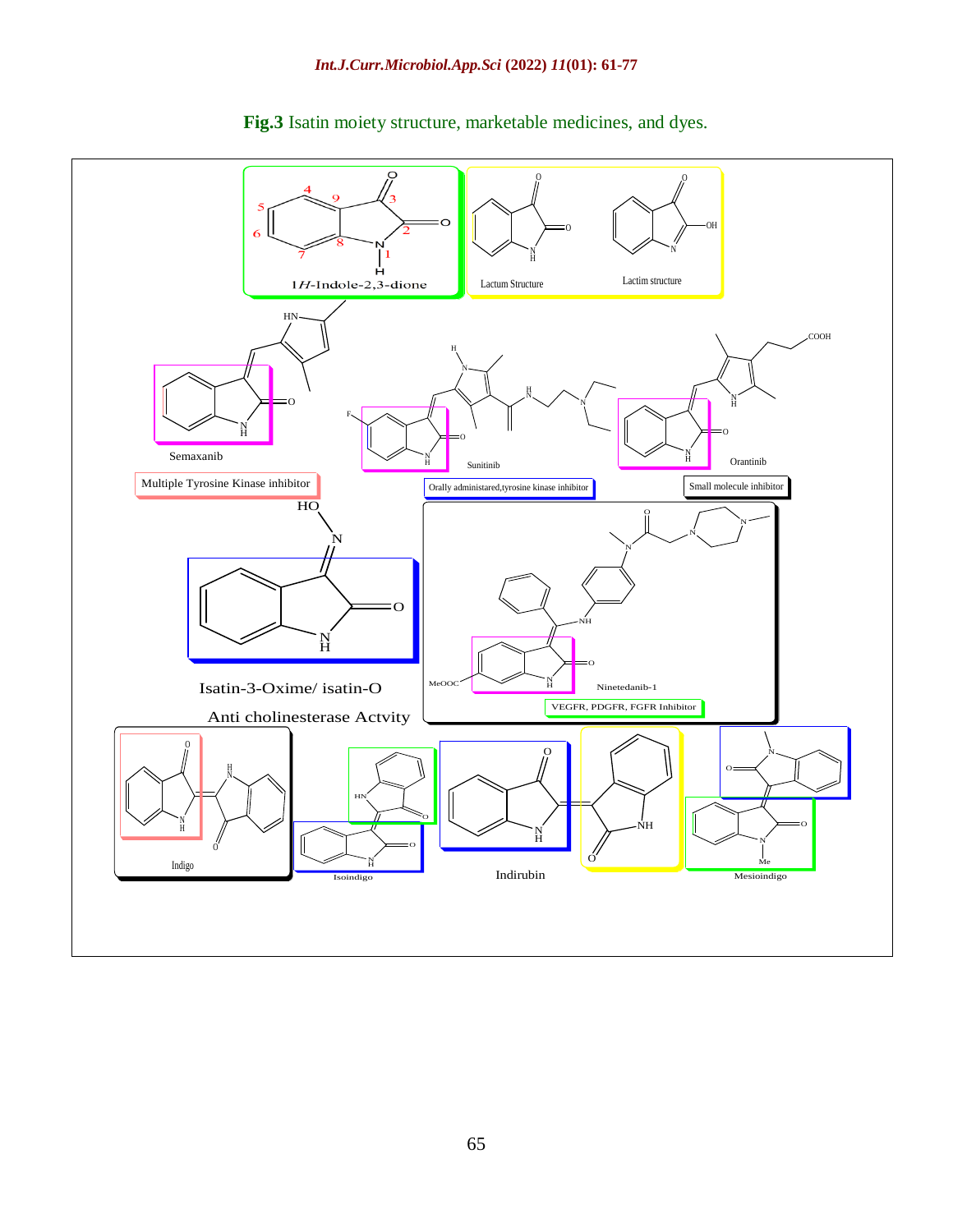**Fig.3** Isatin moiety structure, marketable medicines, and dyes.

1*H*-Indole-2,3-dione

Lactum Structure

Lactim structure

Semaxanib

Multiple Tyrosine Kinase inhibitor

Sunitinib

Orally administared,tyrosine kinase inhibitor

Orantinib

Small molecule inhibitor

Isatin-3-Oxime/ isatin-O

Anti cholinesterase Actvity

Ninetedanib-1

VEGFR, PDGFR, FGFR Inhibitor

Indigo

Isoindigo

Indirubin

Mesioindigo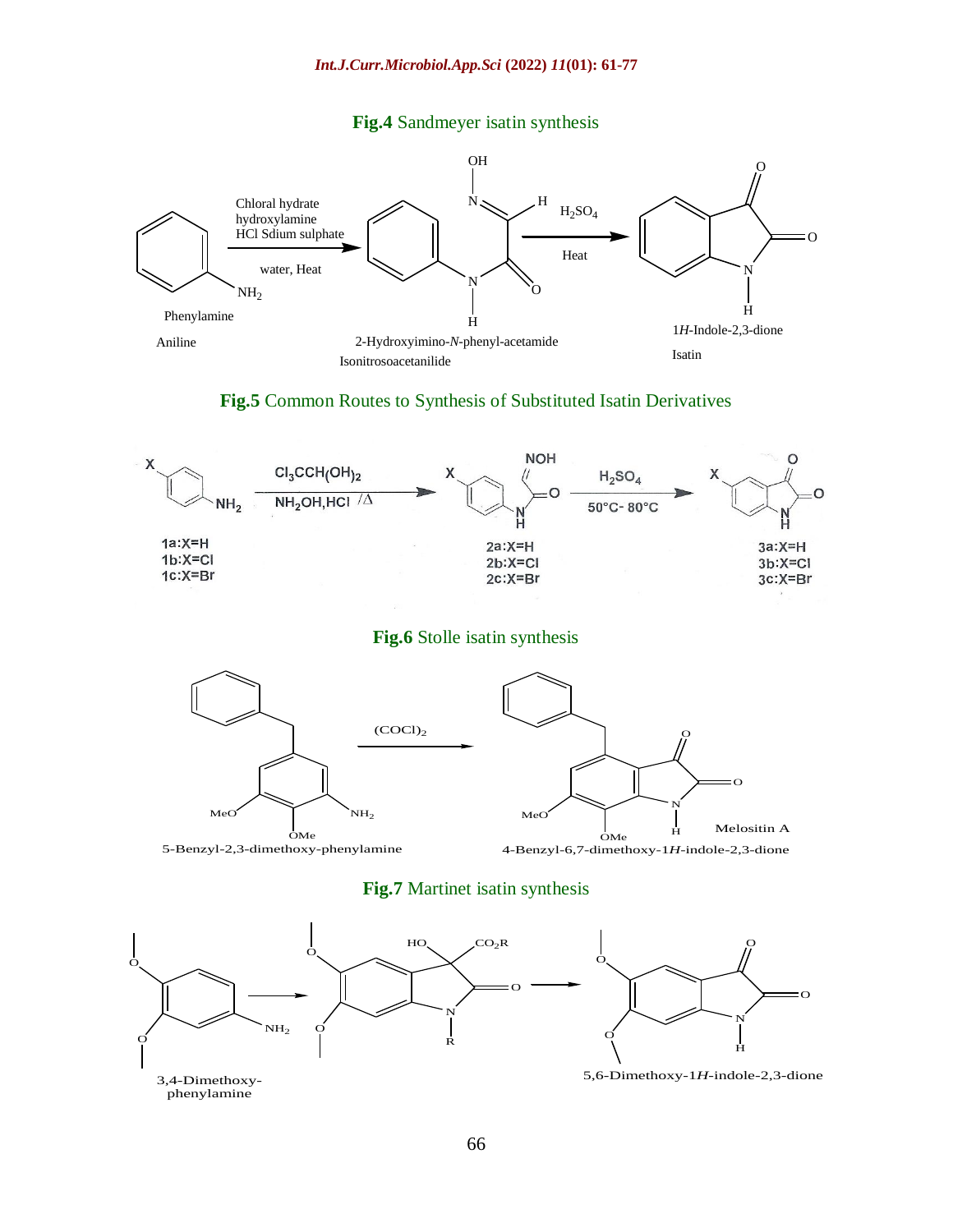**Fig.4** Sandmeyer isatin synthesis

Chloral hydrate hydroxylamine HCl Sdium sulphate

water, Heat

$H_2SO_4$

Heat

Phenylamine

Aniline

2-Hydroxyimino-*N*-phenyl-acetamide

Isonitrosoacetanilide

1*H*-Indole-2,3-dione

Isatin

**Fig.5** Common Routes to Synthesis of Substituted Isatin Derivatives

$Cl_3CCH(OH)_2$

$NH_2OH$,HCl /Δ

$H_2SO_4$

50°C- 80°C

1a:X=H
1b:X=Cl
1c:X=Br

2a:X=H
2b:X=Cl
2c:X=Br

3a:X=H
3b:X=Cl
3c:X=Br

**Fig.6** Stolle isatin synthesis

$(COCl)_2$

5-Benzyl-2,3-dimethoxy-phenylamine

4-Benzyl-6,7-dimethoxy-1*H*-indole-2,3-dione

Melositin A

**Fig.7** Martinet isatin synthesis

3,4-Dimethoxy-phenylamine

5,6-Dimethoxy-1*H*-indole-2,3-dione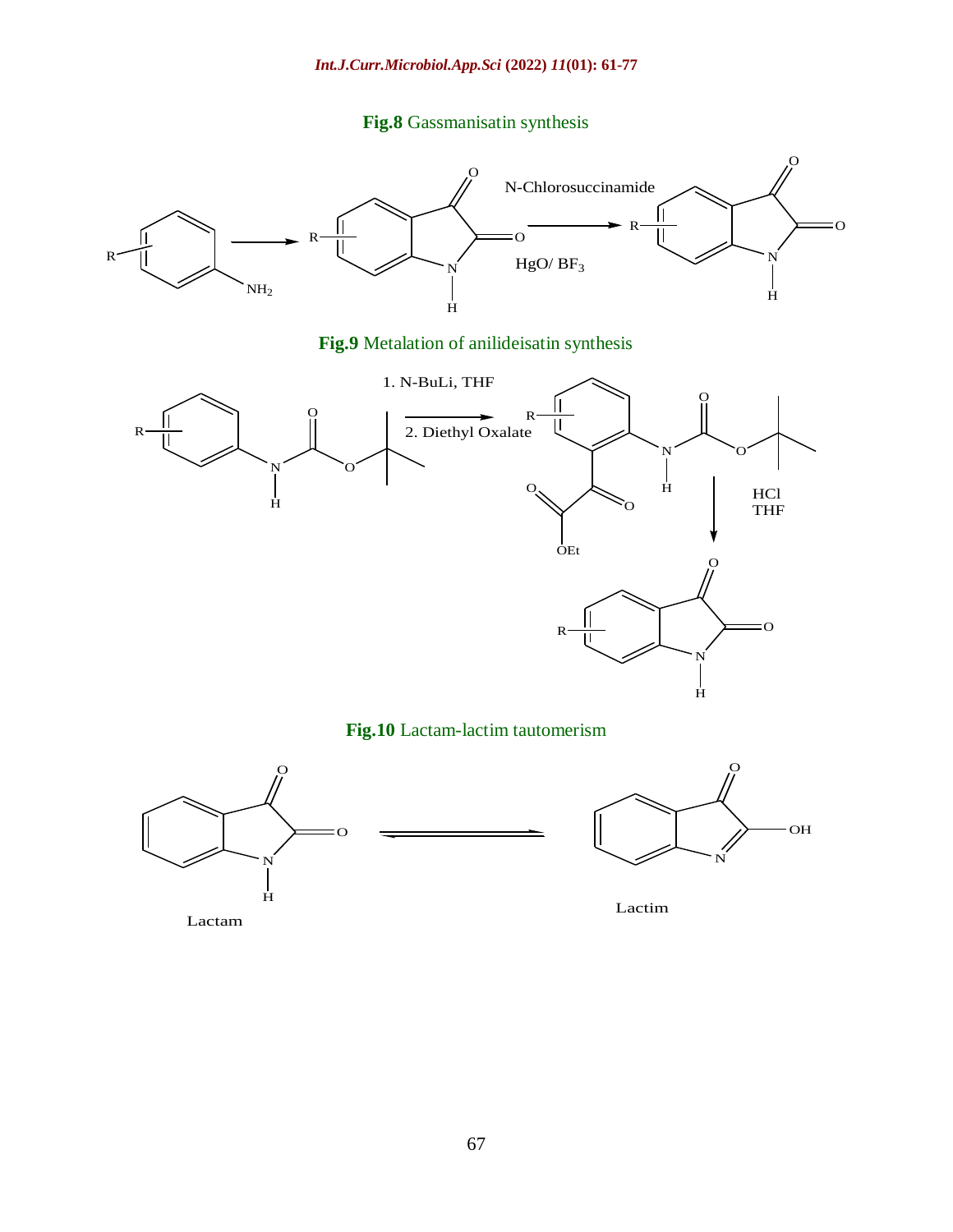**Fig.8** Gassmanisatin synthesis

N-Chlorosuccinamide

HgO/ $BF_3$

**Fig.9** Metalation of anilideisatin synthesis

1. N-BuLi, THF

2. Diethyl Oxalate

HCl
THF

**Fig.10** Lactam-lactim tautomerism

Lactam

Lactim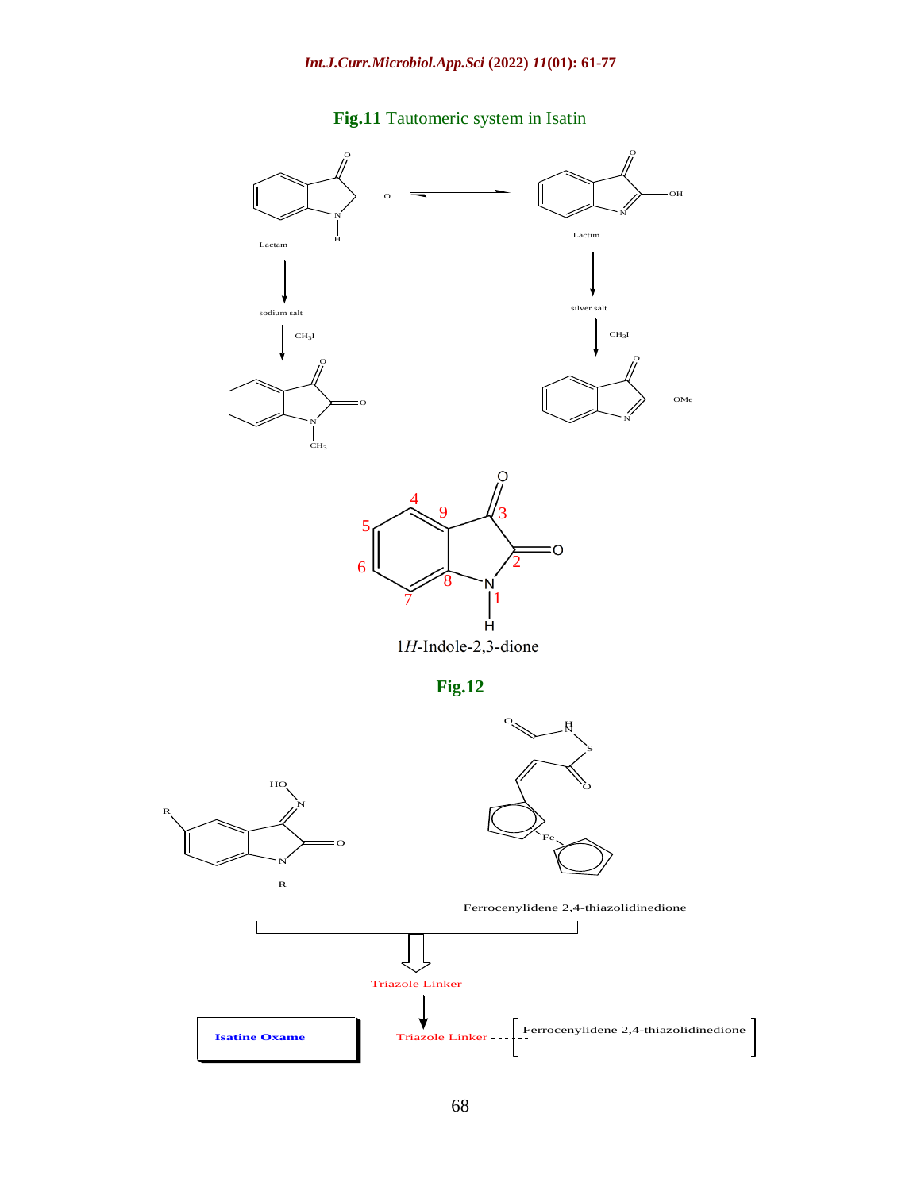**Fig.11** Tautomeric system in Isatin

Lactam ⇌ Lactim

sodium salt → $CH_3I$

silver salt → $CH_3I$

1*H*-Indole-2,3-dione

**Fig.12**

Ferrocenylidene 2,4-thiazolidinedione

Triazole Linker

Isatine Oxame ------Triazole Linker------ [Ferrocenylidene 2,4-thiazolidinedione]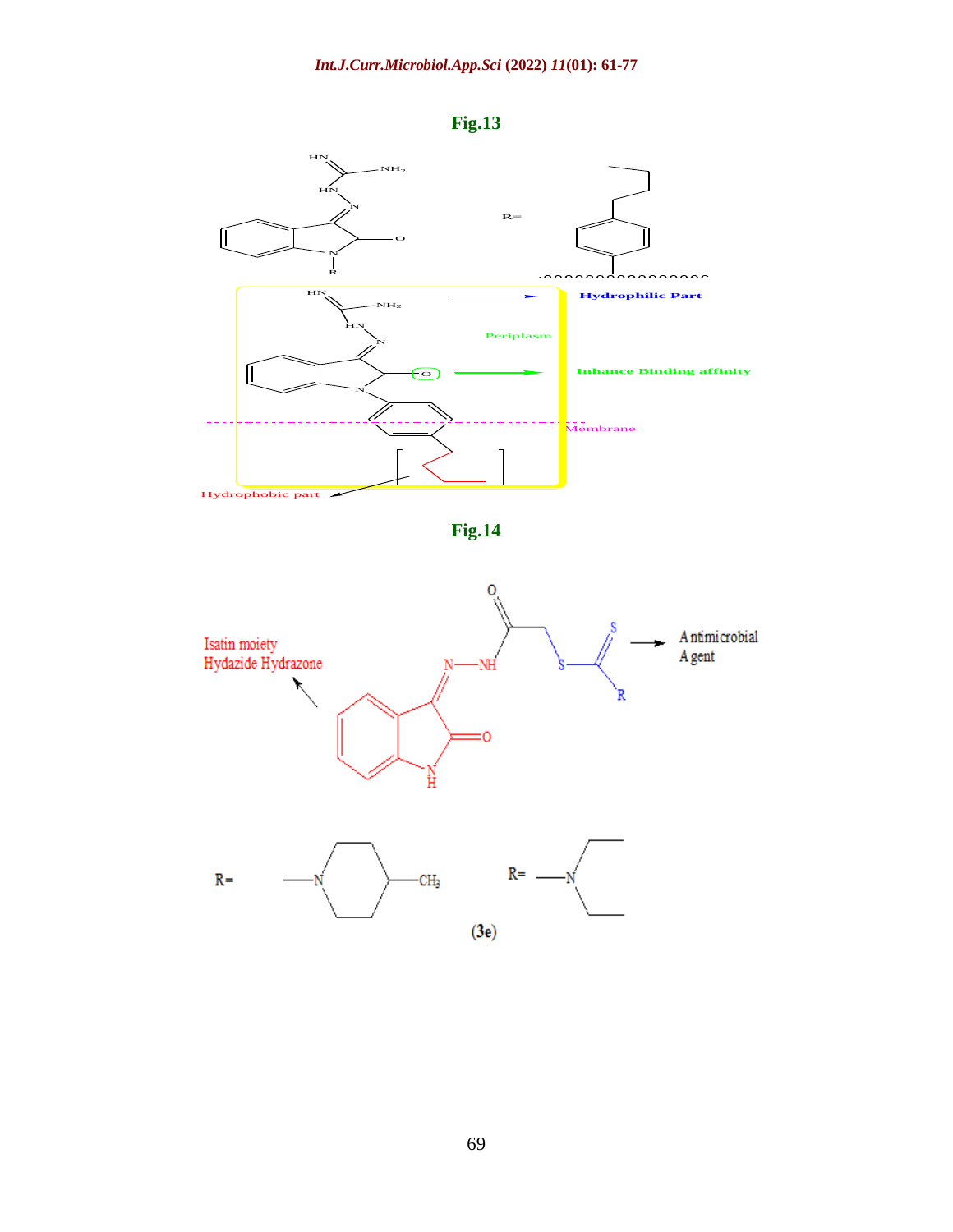**Fig.13**

**Fig.14**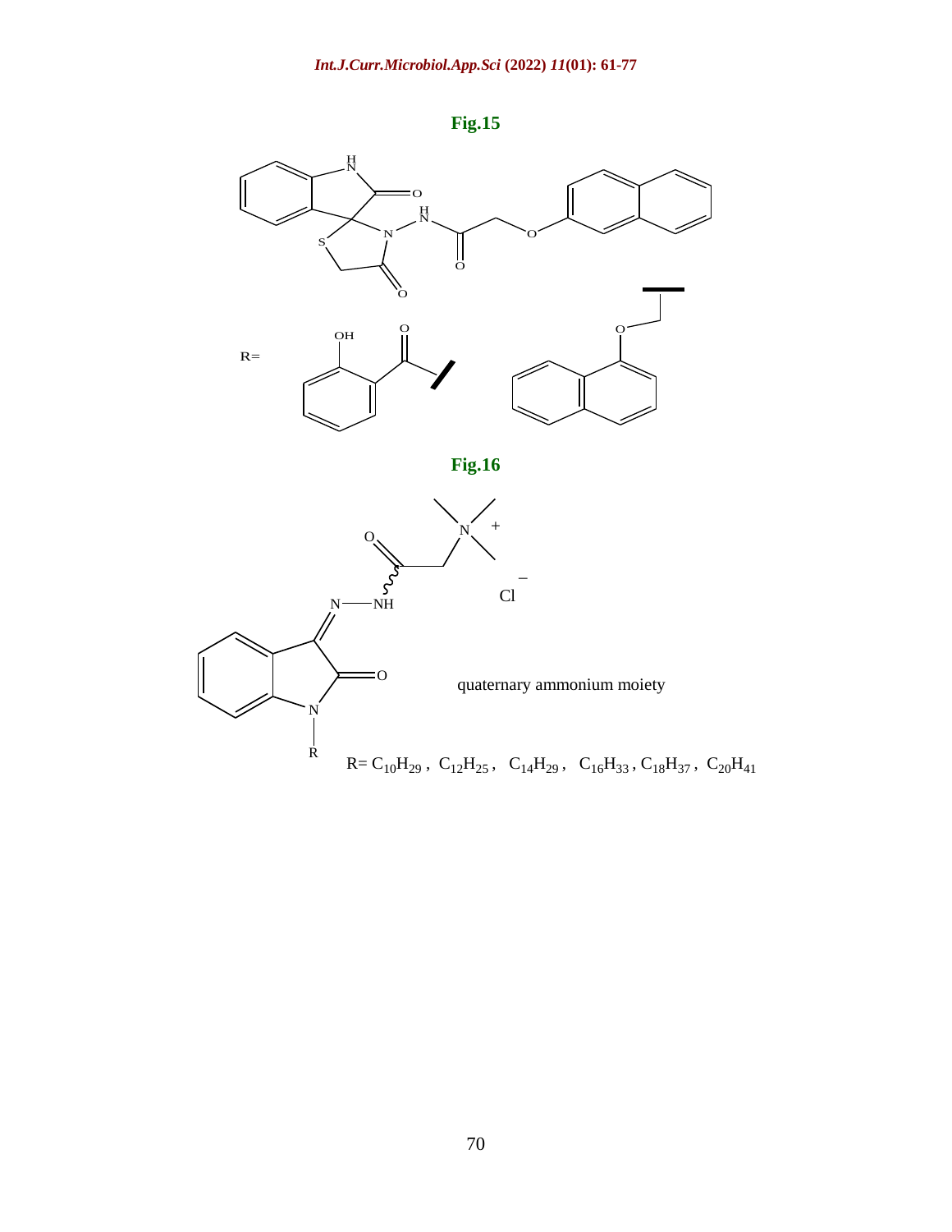**Fig.15**

R=

**Fig.16**

quaternary ammonium moiety

R= $C_{10}H_{29}$ , $C_{12}H_{25}$ , $C_{14}H_{29}$ , $C_{16}H_{33}$ , $C_{18}H_{37}$ , $C_{20}H_{41}$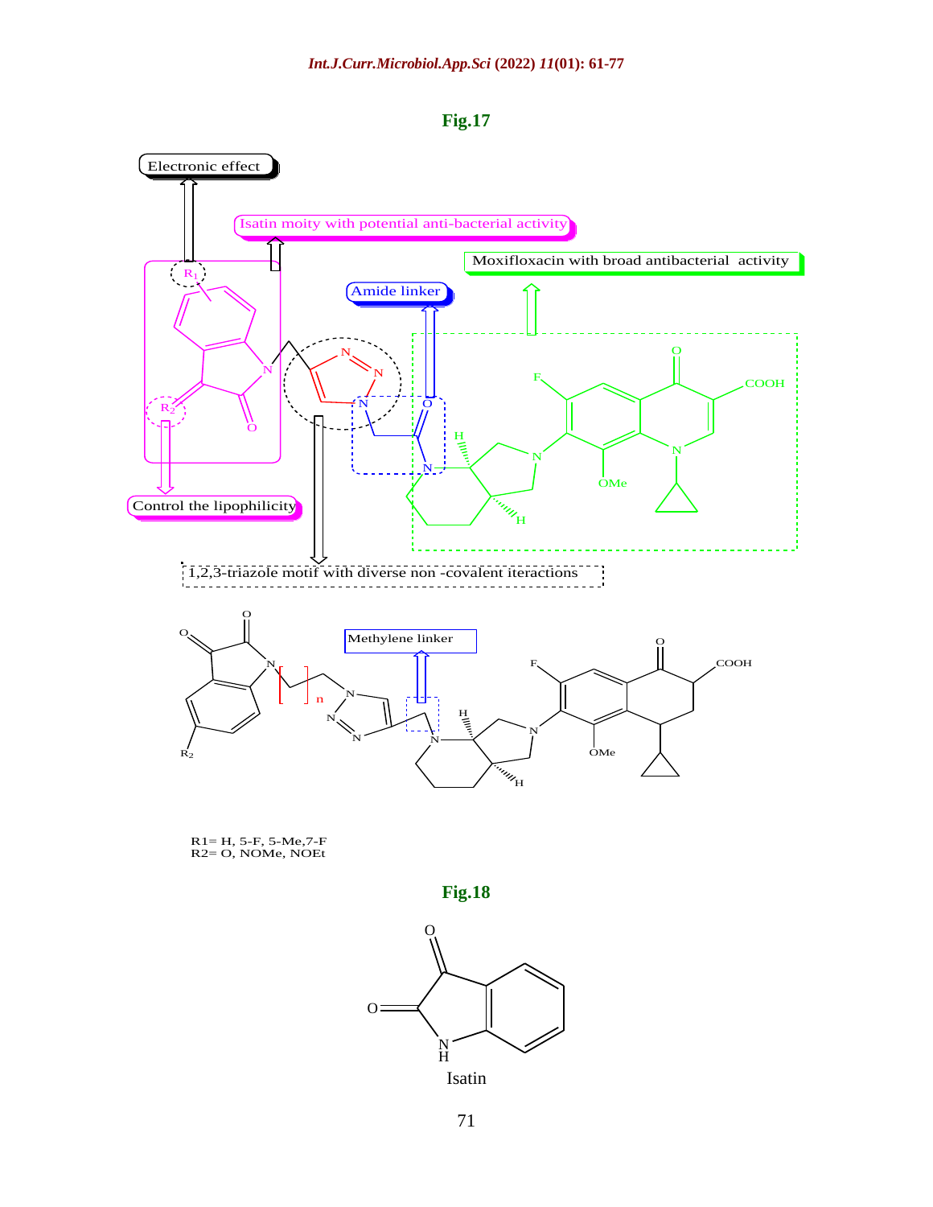**Fig.17**

Electronic effect

Isatin moity with potential anti-bacterial activity

Moxifloxacin with broad antibacterial activity

Amide linker

Control the lipophilicity

1,2,3-triazole motif with diverse non -covalent iteractions

Methylene linker

R1= H, 5-F, 5-Me,7-F
R2= O, NOMe, NOEt

**Fig.18**

Isatin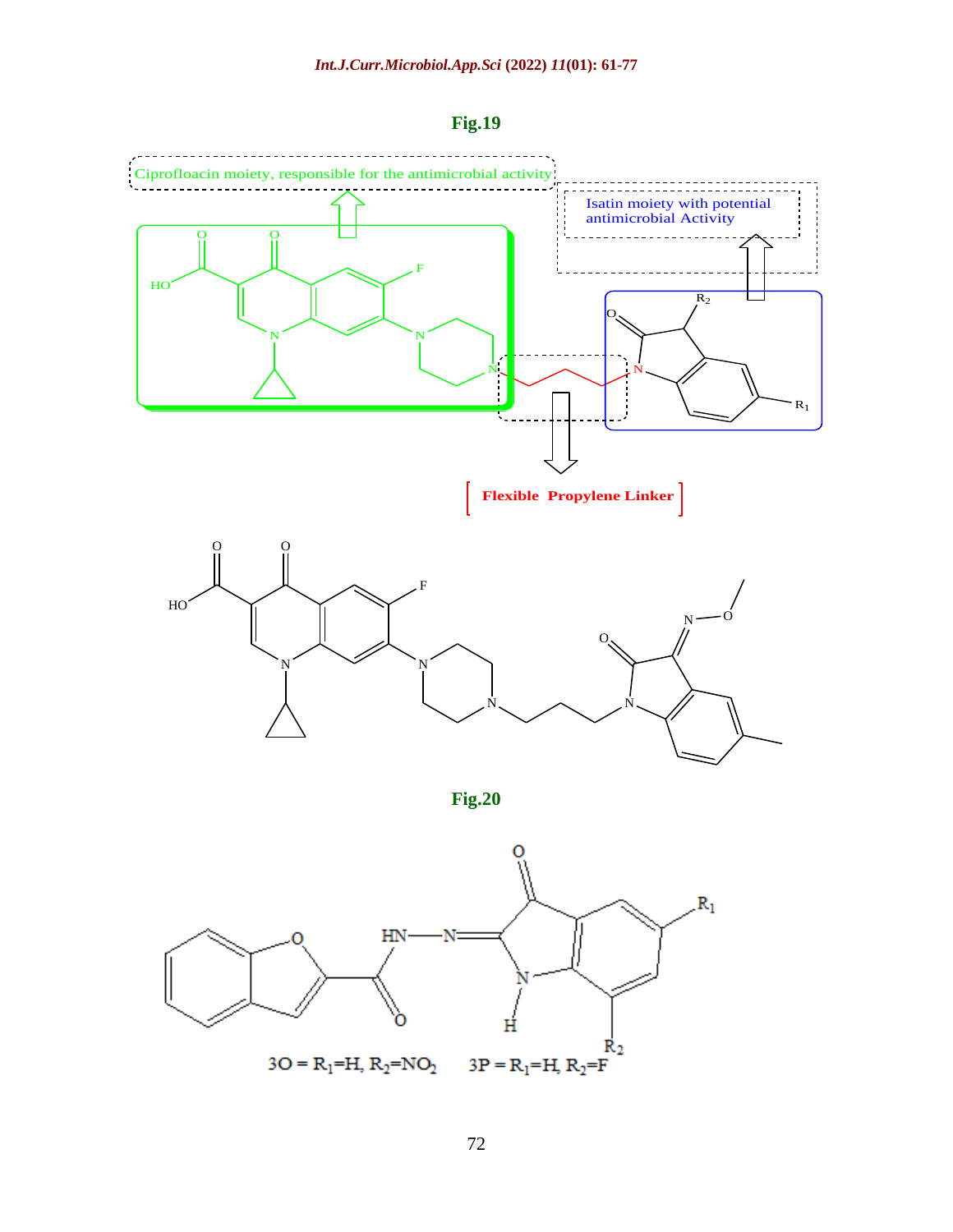**Fig.19**

Ciprofloacin moiety, responsible for the antimicrobial activity

Isatin moiety with potential antimicrobial Activity

Flexible Propylene Linker

**Fig.20**

3O = $R_1$=H, $R_2$=$NO_2$     3P = $R_1$=H, $R_2$=F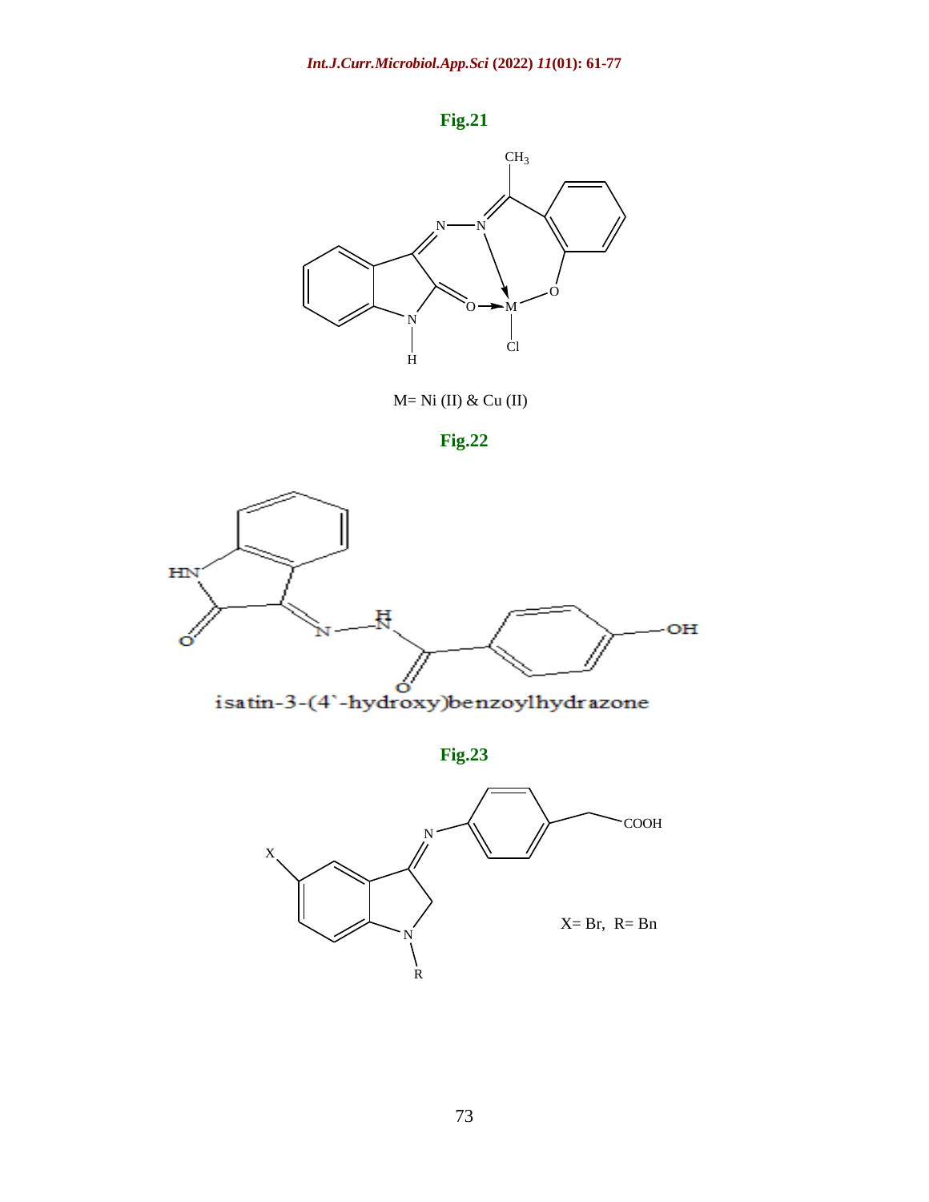**Fig.21**

M= Ni (II) & Cu (II)

**Fig.22**

isatin-3-(4`-hydroxy)benzoylhydrazone

**Fig.23**

X= Br, R= Bn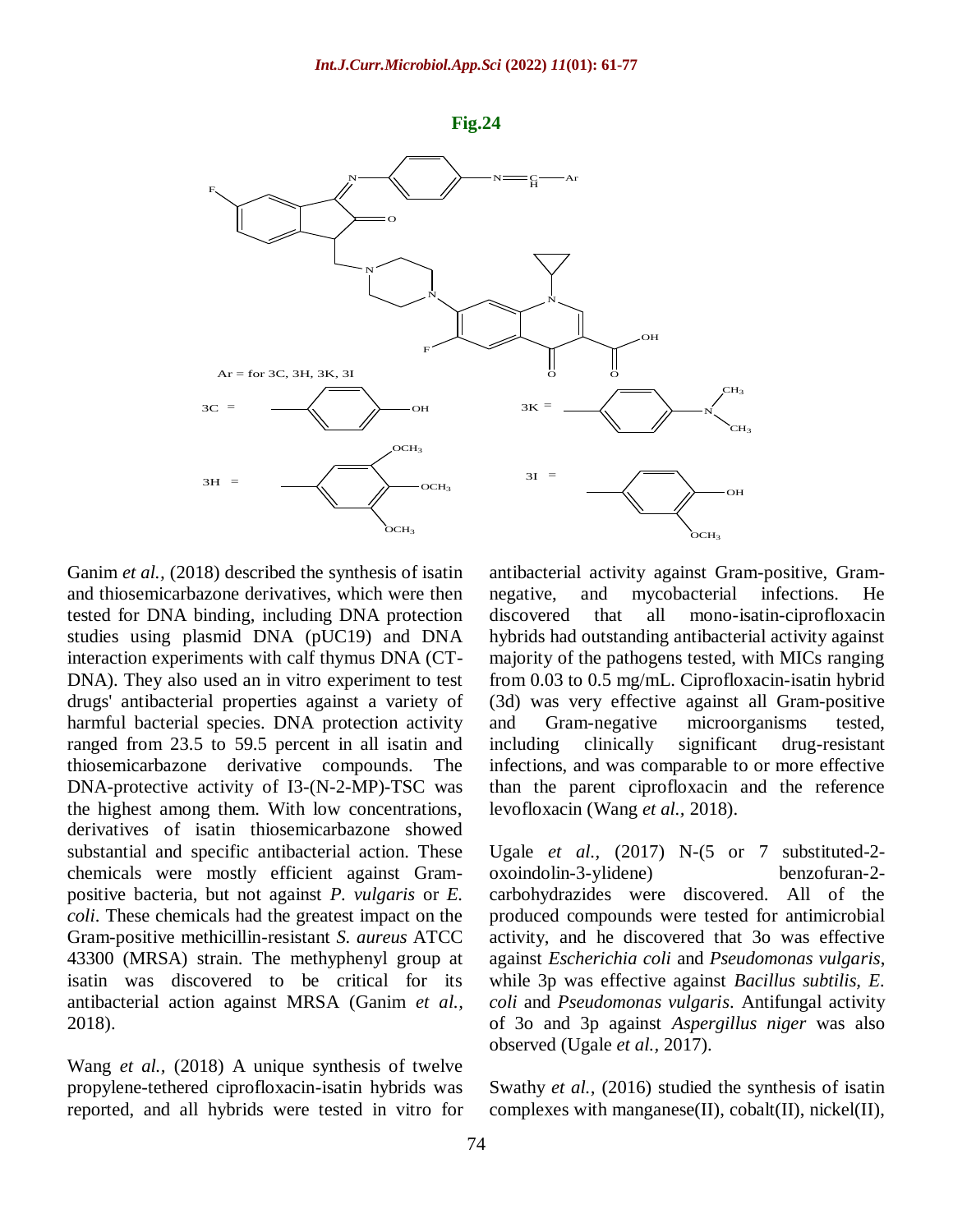**Fig.24**

Ganim *et al.,* (2018) described the synthesis of isatin and thiosemicarbazone derivatives, which were then tested for DNA binding, including DNA protection studies using plasmid DNA (pUC19) and DNA interaction experiments with calf thymus DNA (CT-DNA). They also used an in vitro experiment to test drugs' antibacterial properties against a variety of harmful bacterial species. DNA protection activity ranged from 23.5 to 59.5 percent in all isatin and thiosemicarbazone derivative compounds. The DNA-protective activity of I3-(N-2-MP)-TSC was the highest among them. With low concentrations, derivatives of isatin thiosemicarbazone showed substantial and specific antibacterial action. These chemicals were mostly efficient against Gram-positive bacteria, but not against *P. vulgaris* or *E. coli*. These chemicals had the greatest impact on the Gram-positive methicillin-resistant *S. aureus* ATCC 43300 (MRSA) strain. The methyphenyl group at isatin was discovered to be critical for its antibacterial action against MRSA (Ganim *et al.,* 2018).

Wang *et al.,* (2018) A unique synthesis of twelve propylene-tethered ciprofloxacin-isatin hybrids was reported, and all hybrids were tested in vitro for antibacterial activity against Gram-positive, Gram-negative, and mycobacterial infections. He discovered that all mono-isatin-ciprofloxacin hybrids had outstanding antibacterial activity against majority of the pathogens tested, with MICs ranging from 0.03 to 0.5 mg/mL. Ciprofloxacin-isatin hybrid (3d) was very effective against all Gram-positive and Gram-negative microorganisms tested, including clinically significant drug-resistant infections, and was comparable to or more effective than the parent ciprofloxacin and the reference levofloxacin (Wang *et al.,* 2018).

Ugale *et al.,* (2017) N-(5 or 7 substituted-2-oxoindolin-3-ylidene) benzofuran-2-carbohydrazides were discovered. All of the produced compounds were tested for antimicrobial activity, and he discovered that 3o was effective against *Escherichia coli* and *Pseudomonas vulgaris*, while 3p was effective against *Bacillus subtilis*, *E. coli* and *Pseudomonas vulgaris*. Antifungal activity of 3o and 3p against *Aspergillus niger* was also observed (Ugale *et al.,* 2017).

Swathy *et al.,* (2016) studied the synthesis of isatin complexes with manganese(II), cobalt(II), nickel(II),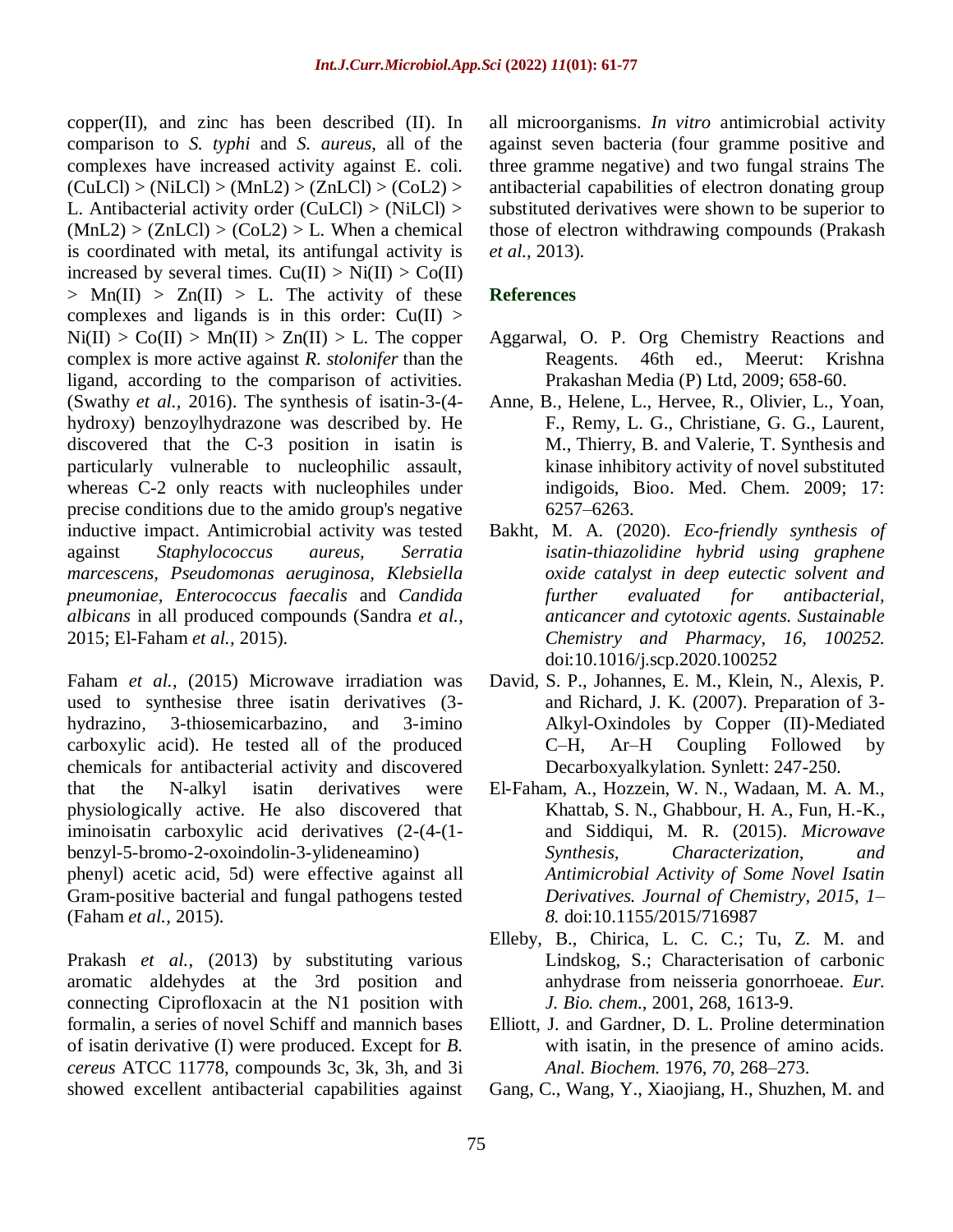copper(II), and zinc has been described (II). In comparison to *S. typhi* and *S. aureus*, all of the complexes have increased activity against E. coli. (CuLCl) > (NiLCl) > (MnL2) > (ZnLCl) > (CoL2) > L. Antibacterial activity order (CuLCl) > (NiLCl) > (MnL2) > (ZnLCl) > (CoL2) > L. When a chemical is coordinated with metal, its antifungal activity is increased by several times. Cu(II) > Ni(II) > Co(II) > Mn(II) > Zn(II) > L. The activity of these complexes and ligands is in this order: Cu(II) > Ni(II) > Co(II) > Mn(II) > Zn(II) > L. The copper complex is more active against *R. stolonifer* than the ligand, according to the comparison of activities. (Swathy *et al.,* 2016). The synthesis of isatin-3-(4-hydroxy) benzoylhydrazone was described by. He discovered that the C-3 position in isatin is particularly vulnerable to nucleophilic assault, whereas C-2 only reacts with nucleophiles under precise conditions due to the amido group's negative inductive impact. Antimicrobial activity was tested against *Staphylococcus aureus, Serratia marcescens, Pseudomonas aeruginosa, Klebsiella pneumoniae, Enterococcus faecalis* and *Candida albicans* in all produced compounds (Sandra *et al.,* 2015; El-Faham *et al.,* 2015).

Faham *et al.,* (2015) Microwave irradiation was used to synthesise three isatin derivatives (3-hydrazino, 3-thiosemicarbazino, and 3-imino carboxylic acid). He tested all of the produced chemicals for antibacterial activity and discovered that the N-alkyl isatin derivatives were physiologically active. He also discovered that iminoisatin carboxylic acid derivatives (2-(4-(1-benzyl-5-bromo-2-oxoindolin-3-ylideneamino) phenyl) acetic acid, 5d) were effective against all Gram-positive bacterial and fungal pathogens tested (Faham *et al.,* 2015).

Prakash *et al.,* (2013) by substituting various aromatic aldehydes at the 3rd position and connecting Ciprofloxacin at the N1 position with formalin, a series of novel Schiff and mannich bases of isatin derivative (I) were produced. Except for *B. cereus* ATCC 11778, compounds 3c, 3k, 3h, and 3i showed excellent antibacterial capabilities against all microorganisms. *In vitro* antimicrobial activity against seven bacteria (four gramme positive and three gramme negative) and two fungal strains The antibacterial capabilities of electron donating group substituted derivatives were shown to be superior to those of electron withdrawing compounds (Prakash *et al.,* 2013).

## References

Aggarwal, O. P. Org Chemistry Reactions and Reagents. 46th ed., Meerut: Krishna Prakashan Media (P) Ltd, 2009; 658-60.

Anne, B., Helene, L., Hervee, R., Olivier, L., Yoan, F., Remy, L. G., Christiane, G. G., Laurent, M., Thierry, B. and Valerie, T. Synthesis and kinase inhibitory activity of novel substituted indigoids, Bioo. Med. Chem. 2009; 17: 6257–6263.

Bakht, M. A. (2020). *Eco-friendly synthesis of isatin-thiazolidine hybrid using graphene oxide catalyst in deep eutectic solvent and further evaluated for antibacterial, anticancer and cytotoxic agents. Sustainable Chemistry and Pharmacy, 16, 100252.* doi:10.1016/j.scp.2020.100252

David, S. P., Johannes, E. M., Klein, N., Alexis, P. and Richard, J. K. (2007). Preparation of 3-Alkyl-Oxindoles by Copper (II)-Mediated C–H, Ar–H Coupling Followed by Decarboxyalkylation. Synlett: 247-250.

El-Faham, A., Hozzein, W. N., Wadaan, M. A. M., Khattab, S. N., Ghabbour, H. A., Fun, H.-K., and Siddiqui, M. R. (2015). *Microwave Synthesis, Characterization, and Antimicrobial Activity of Some Novel Isatin Derivatives. Journal of Chemistry, 2015, 1–8.* doi:10.1155/2015/716987

Elleby, B., Chirica, L. C. C.; Tu, Z. M. and Lindskog, S.; Characterisation of carbonic anhydrase from neisseria gonorrhoeae. *Eur. J. Bio. chem.,* 2001, 268, 1613-9.

Elliott, J. and Gardner, D. L. Proline determination with isatin, in the presence of amino acids. *Anal. Biochem.* 1976, *70*, 268–273.

Gang, C., Wang, Y., Xiaojiang, H., Shuzhen, M. and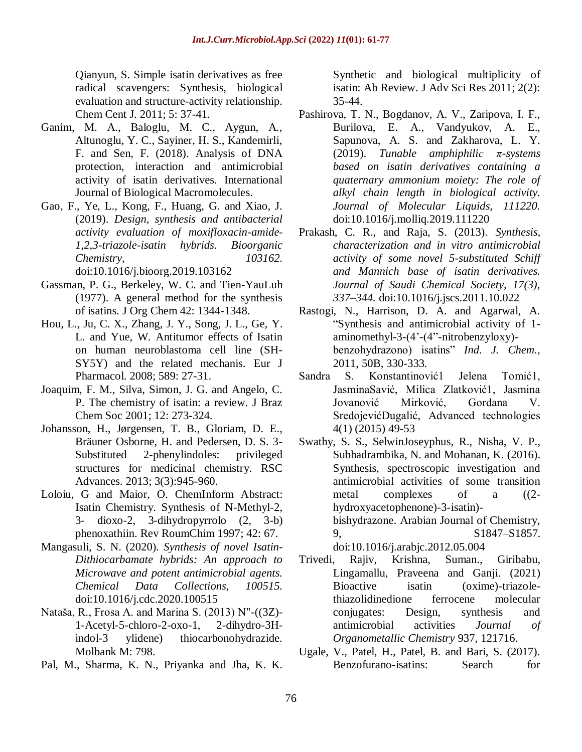Qianyun, S. Simple isatin derivatives as free radical scavengers: Synthesis, biological evaluation and structure-activity relationship. Chem Cent J. 2011; 5: 37-41.

Ganim, M. A., Baloglu, M. C., Aygun, A., Altunoglu, Y. C., Sayiner, H. S., Kandemirli, F. and Sen, F. (2018). Analysis of DNA protection, interaction and antimicrobial activity of isatin derivatives. International Journal of Biological Macromolecules.

Gao, F., Ye, L., Kong, F., Huang, G. and Xiao, J. (2019). *Design, synthesis and antibacterial activity evaluation of moxifloxacin-amide-1,2,3-triazole-isatin hybrids. Bioorganic Chemistry, 103162.* doi:10.1016/j.bioorg.2019.103162

Gassman, P. G., Berkeley, W. C. and Tien-YauLuh (1977). A general method for the synthesis of isatins. J Org Chem 42: 1344-1348.

Hou, L., Ju, C. X., Zhang, J. Y., Song, J. L., Ge, Y. L. and Yue, W. Antitumor effects of Isatin on human neuroblastoma cell line (SH-SY5Y) and the related mechanis. Eur J Pharmacol. 2008; 589: 27-31.

Joaquim, F. M., Silva, Simon, J. G. and Angelo, C. P. The chemistry of isatin: a review. J Braz Chem Soc 2001; 12: 273-324.

Johansson, H., Jørgensen, T. B., Gloriam, D. E., Bräuner Osborne, H. and Pedersen, D. S. 3-Substituted 2-phenylindoles: privileged structures for medicinal chemistry. RSC Advances. 2013; 3(3):945-960.

Loloiu, G and Maior, O. ChemInform Abstract: Isatin Chemistry. Synthesis of N-Methyl-2, 3- dioxo-2, 3-dihydropyrrolo (2, 3-b) phenoxathiin. Rev RoumChim 1997; 42: 67.

Mangasuli, S. N. (2020). *Synthesis of novel Isatin-Dithiocarbamate hybrids: An approach to Microwave and potent antimicrobial agents. Chemical Data Collections, 100515.* doi:10.1016/j.cdc.2020.100515

Nataša, R., Frosa A. and Marina S. (2013) N"-((3Z)-1-Acetyl-5-chloro-2-oxo-1, 2-dihydro-3H-indol-3 ylidene) thiocarbonohydrazide. Molbank M: 798.

Pal, M., Sharma, K. N., Priyanka and Jha, K. K. Synthetic and biological multiplicity of isatin: Ab Review. J Adv Sci Res 2011; 2(2): 35-44.

Pashirova, T. N., Bogdanov, A. V., Zaripova, I. F., Burilova, E. A., Vandyukov, A. E., Sapunova, A. S. and Zakharova, L. Y. (2019). *Tunable amphiphilic π-systems based on isatin derivatives containing a quaternary ammonium moiety: The role of alkyl chain length in biological activity. Journal of Molecular Liquids, 111220.* doi:10.1016/j.molliq.2019.111220

Prakash, C. R., and Raja, S. (2013). *Synthesis, characterization and in vitro antimicrobial activity of some novel 5-substituted Schiff and Mannich base of isatin derivatives. Journal of Saudi Chemical Society, 17(3), 337–344.* doi:10.1016/j.jscs.2011.10.022

Rastogi, N., Harrison, D. A. and Agarwal, A. "Synthesis and antimicrobial activity of 1-aminomethyl-3-(4'-(4"-nitrobenzyloxy)-benzohydrazono) isatins" *Ind. J. Chem.,* 2011, 50B, 330-333.

Sandra S. Konstantinović1 Jelena Tomić1, JasminaSavić, Milica Zlatković1, Jasmina Jovanović Mirković, Gordana V. SredojevićDugalić, Advanced technologies 4(1) (2015) 49-53

Swathy, S. S., SelwinJoseyphus, R., Nisha, V. P., Subhadrambika, N. and Mohanan, K. (2016). Synthesis, spectroscopic investigation and antimicrobial activities of some transition metal complexes of a ((2-hydroxyacetophenone)-3-isatin)-bishydrazone. Arabian Journal of Chemistry, 9, S1847–S1857. doi:10.1016/j.arabjc.2012.05.004

Trivedi, Rajiv, Krishna, Suman., Giribabu, Lingamallu, Praveena and Ganji. (2021) Bioactive isatin (oxime)-triazole-thiazolidinedione ferrocene molecular conjugates: Design, synthesis and antimicrobial activities *Journal of Organometallic Chemistry* 937, 121716.

Ugale, V., Patel, H., Patel, B. and Bari, S. (2017). Benzofurano-isatins: Search for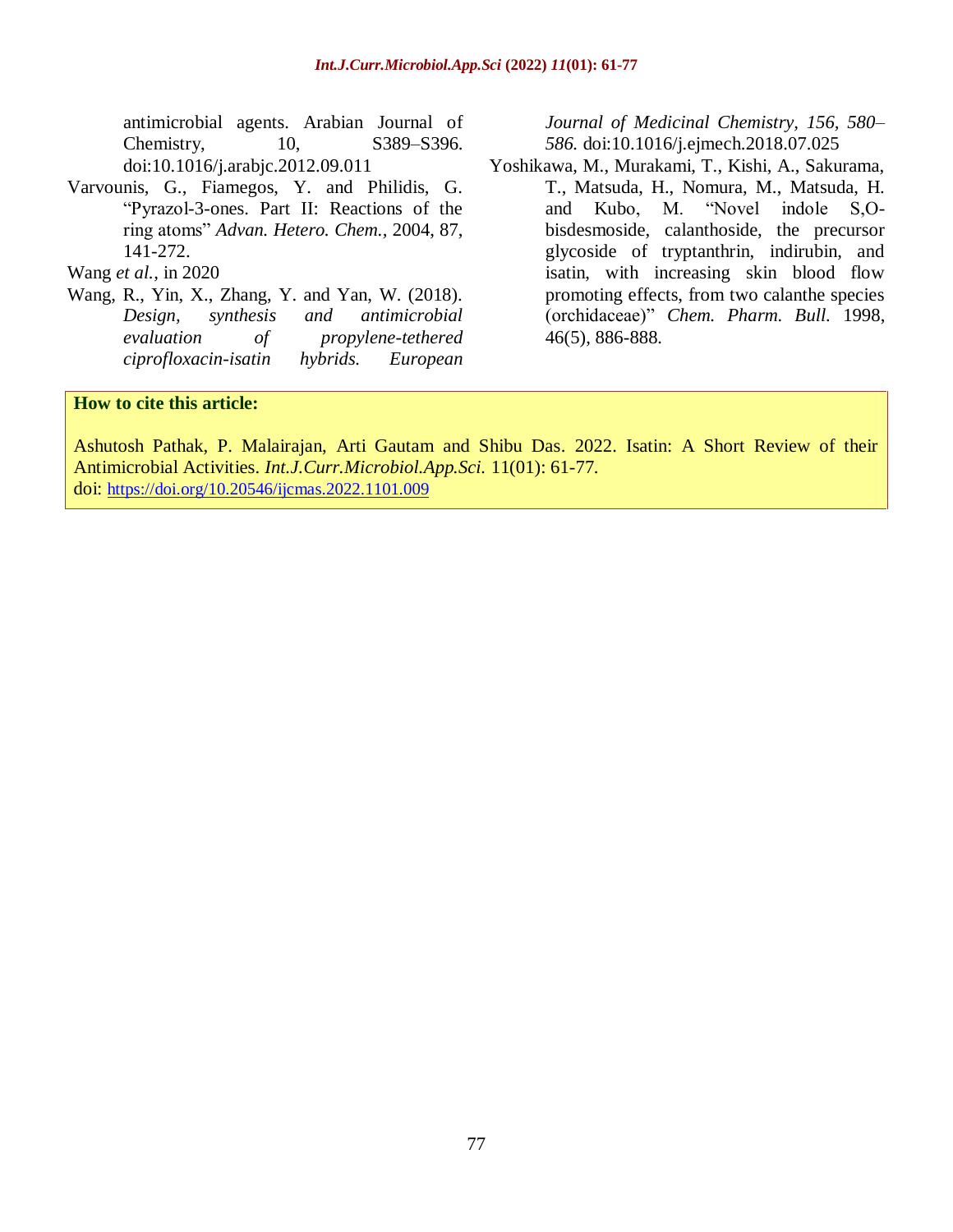antimicrobial agents. Arabian Journal of Chemistry, 10, S389–S396. doi:10.1016/j.arabjc.2012.09.011

Varvounis, G., Fiamegos, Y. and Philidis, G. "Pyrazol-3-ones. Part II: Reactions of the ring atoms" *Advan. Hetero. Chem.*, 2004, 87, 141-272.

Wang *et al.,* in 2020

Wang, R., Yin, X., Zhang, Y. and Yan, W. (2018). *Design, synthesis and antimicrobial evaluation of propylene-tethered ciprofloxacin-isatin hybrids. European Journal of Medicinal Chemistry, 156, 580–586.* doi:10.1016/j.ejmech.2018.07.025

Yoshikawa, M., Murakami, T., Kishi, A., Sakurama, T., Matsuda, H., Nomura, M., Matsuda, H. and Kubo, M. "Novel indole S,O-bisdesmoside, calanthoside, the precursor glycoside of tryptanthrin, indirubin, and isatin, with increasing skin blood flow promoting effects, from two calanthe species (orchidaceae)" *Chem. Pharm. Bull.* 1998, 46(5), 886-888.

**How to cite this article:**

Ashutosh Pathak, P. Malairajan, Arti Gautam and Shibu Das. 2022. Isatin: A Short Review of their Antimicrobial Activities. *Int.J.Curr.Microbiol.App.Sci.* 11(01): 61-77.
doi: https://doi.org/10.20546/ijcmas.2022.1101.009